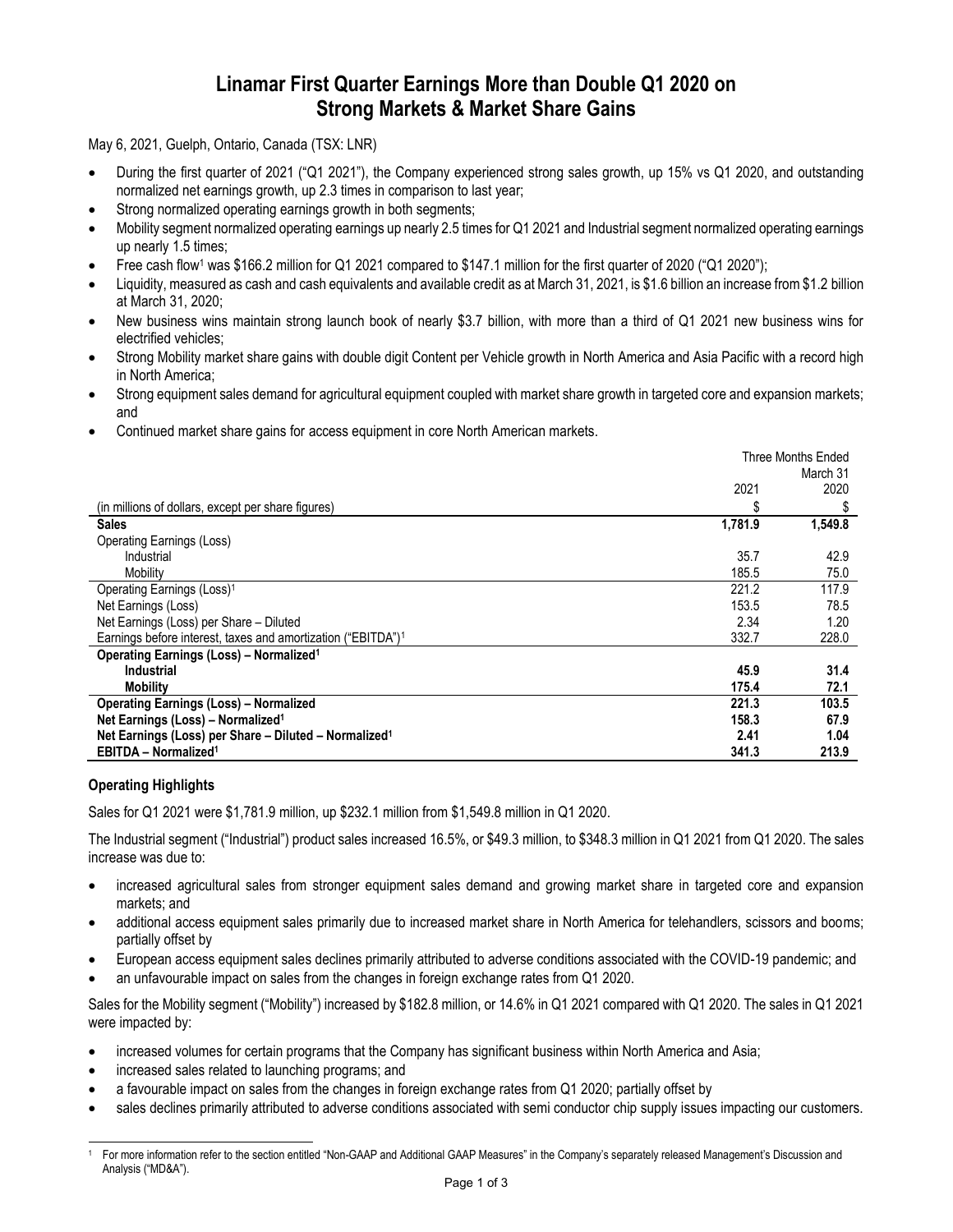# Linamar First Quarter Earnings More than Double Q1 2020 on Strong Markets & Market Share Gains

May 6, 2021, Guelph, Ontario, Canada (TSX: LNR)

- During the first quarter of 2021 ("Q1 2021"), the Company experienced strong sales growth, up 15% vs Q1 2020, and outstanding normalized net earnings growth, up 2.3 times in comparison to last year;
- Strong normalized operating earnings growth in both segments;
- Mobility segment normalized operating earnings up nearly 2.5 times for Q1 2021 and Industrial segment normalized operating earnings up nearly 1.5 times;
- Free cash flow[1] was $166.2 million for Q1 2021 compared to $147.1 million for the first quarter of 2020 ("Q1 2020");
- Liquidity, measured as cash and cash equivalents and available credit as at March 31, 2021, is $1.6 billion an increase from $1.2 billion at March 31, 2020;
- New business wins maintain strong launch book of nearly $3.7 billion, with more than a third of Q1 2021 new business wins for electrified vehicles;
- Strong Mobility market share gains with double digit Content per Vehicle growth in North America and Asia Pacific with a record high in North America;
- Strong equipment sales demand for agricultural equipment coupled with market share growth in targeted core and expansion markets; and
- Continued market share gains for access equipment in core North American markets.

| | Three Months Ended March 31 | |
|---|---|---|
| | 2021 | 2020 |
| (in millions of dollars, except per share figures) | $ | $ |
| **Sales** | **1,781.9** | **1,549.8** |
| Operating Earnings (Loss) | | |
| Industrial | 35.7 | 42.9 |
| Mobility | 185.5 | 75.0 |
| Operating Earnings (Loss)[1] | 221.2 | 117.9 |
| Net Earnings (Loss) | 153.5 | 78.5 |
| Net Earnings (Loss) per Share – Diluted | 2.34 | 1.20 |
| Earnings before interest, taxes and amortization ("EBITDA")[1] | 332.7 | 228.0 |
| **Operating Earnings (Loss) – Normalized[1]** | | |
| **Industrial** | **45.9** | **31.4** |
| **Mobility** | **175.4** | **72.1** |
| **Operating Earnings (Loss) – Normalized** | **221.3** | **103.5** |
| **Net Earnings (Loss) – Normalized[1]** | **158.3** | **67.9** |
| **Net Earnings (Loss) per Share – Diluted – Normalized[1]** | **2.41** | **1.04** |
| **EBITDA – Normalized[1]** | **341.3** | **213.9** |

### Operating Highlights

Sales for Q1 2021 were $1,781.9 million, up $232.1 million from $1,549.8 million in Q1 2020.

The Industrial segment ("Industrial") product sales increased 16.5%, or $49.3 million, to $348.3 million in Q1 2021 from Q1 2020. The sales increase was due to:

- increased agricultural sales from stronger equipment sales demand and growing market share in targeted core and expansion markets; and
- additional access equipment sales primarily due to increased market share in North America for telehandlers, scissors and booms; partially offset by
- European access equipment sales declines primarily attributed to adverse conditions associated with the COVID-19 pandemic; and
- an unfavourable impact on sales from the changes in foreign exchange rates from Q1 2020.

Sales for the Mobility segment ("Mobility") increased by $182.8 million, or 14.6% in Q1 2021 compared with Q1 2020. The sales in Q1 2021 were impacted by:

- increased volumes for certain programs that the Company has significant business within North America and Asia;
- increased sales related to launching programs; and
- a favourable impact on sales from the changes in foreign exchange rates from Q1 2020; partially offset by
- sales declines primarily attributed to adverse conditions associated with semi conductor chip supply issues impacting our customers.

[1] For more information refer to the section entitled "Non-GAAP and Additional GAAP Measures" in the Company's separately released Management's Discussion and Analysis ("MD&A").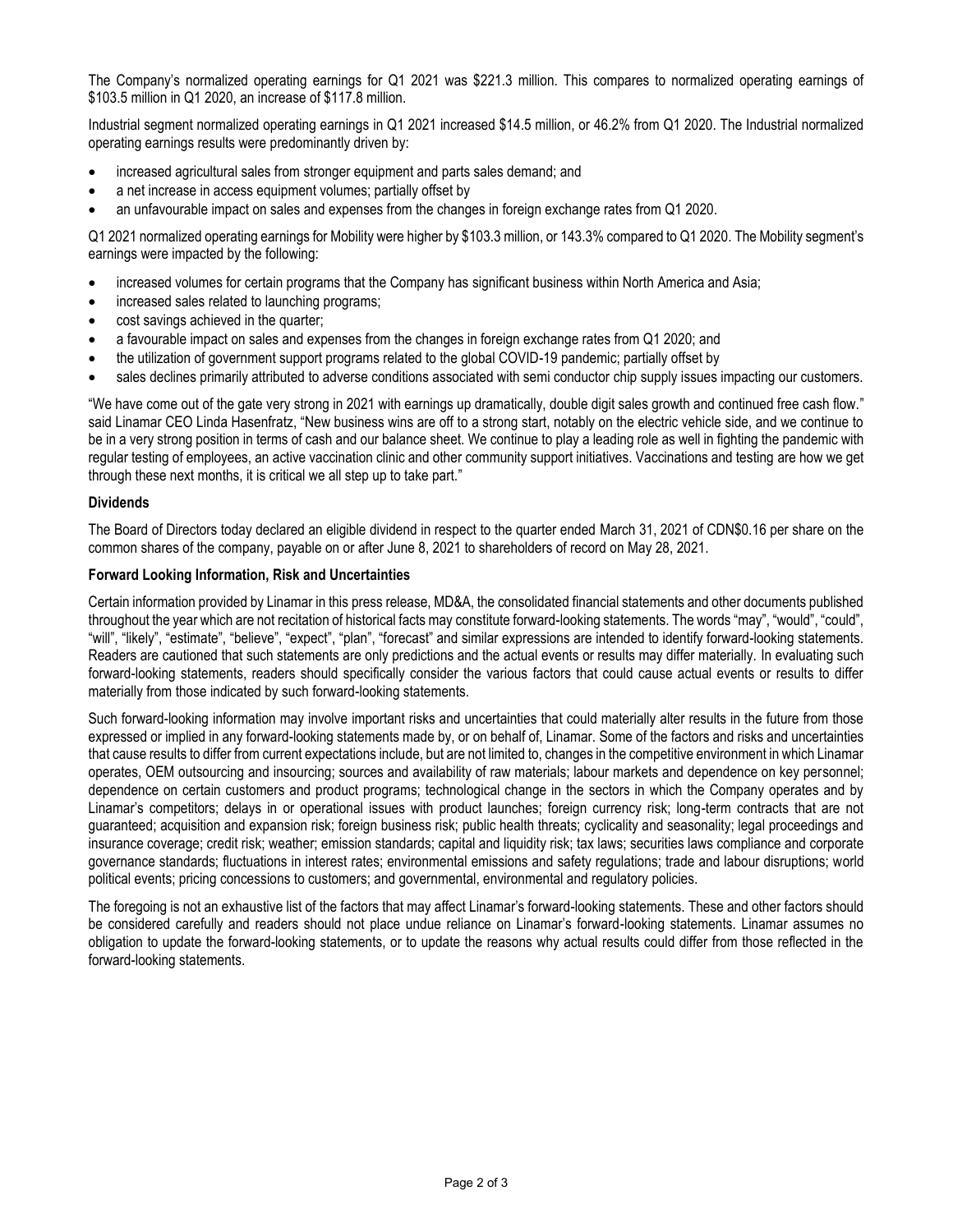The Company's normalized operating earnings for Q1 2021 was $221.3 million. This compares to normalized operating earnings of $103.5 million in Q1 2020, an increase of $117.8 million.

Industrial segment normalized operating earnings in Q1 2021 increased $14.5 million, or 46.2% from Q1 2020. The Industrial normalized operating earnings results were predominantly driven by:

- increased agricultural sales from stronger equipment and parts sales demand; and
- a net increase in access equipment volumes; partially offset by
- an unfavourable impact on sales and expenses from the changes in foreign exchange rates from Q1 2020.

Q1 2021 normalized operating earnings for Mobility were higher by $103.3 million, or 143.3% compared to Q1 2020. The Mobility segment's earnings were impacted by the following:

- increased volumes for certain programs that the Company has significant business within North America and Asia;
- increased sales related to launching programs;
- cost savings achieved in the quarter;
- a favourable impact on sales and expenses from the changes in foreign exchange rates from Q1 2020; and
- the utilization of government support programs related to the global COVID-19 pandemic; partially offset by
- sales declines primarily attributed to adverse conditions associated with semi conductor chip supply issues impacting our customers.

"We have come out of the gate very strong in 2021 with earnings up dramatically, double digit sales growth and continued free cash flow." said Linamar CEO Linda Hasenfratz, "New business wins are off to a strong start, notably on the electric vehicle side, and we continue to be in a very strong position in terms of cash and our balance sheet. We continue to play a leading role as well in fighting the pandemic with regular testing of employees, an active vaccination clinic and other community support initiatives. Vaccinations and testing are how we get through these next months, it is critical we all step up to take part."

**Dividends**

The Board of Directors today declared an eligible dividend in respect to the quarter ended March 31, 2021 of CDN$0.16 per share on the common shares of the company, payable on or after June 8, 2021 to shareholders of record on May 28, 2021.

**Forward Looking Information, Risk and Uncertainties**

Certain information provided by Linamar in this press release, MD&A, the consolidated financial statements and other documents published throughout the year which are not recitation of historical facts may constitute forward-looking statements. The words "may", "would", "could", "will", "likely", "estimate", "believe", "expect", "plan", "forecast" and similar expressions are intended to identify forward-looking statements. Readers are cautioned that such statements are only predictions and the actual events or results may differ materially. In evaluating such forward-looking statements, readers should specifically consider the various factors that could cause actual events or results to differ materially from those indicated by such forward-looking statements.

Such forward-looking information may involve important risks and uncertainties that could materially alter results in the future from those expressed or implied in any forward-looking statements made by, or on behalf of, Linamar. Some of the factors and risks and uncertainties that cause results to differ from current expectations include, but are not limited to, changes in the competitive environment in which Linamar operates, OEM outsourcing and insourcing; sources and availability of raw materials; labour markets and dependence on key personnel; dependence on certain customers and product programs; technological change in the sectors in which the Company operates and by Linamar's competitors; delays in or operational issues with product launches; foreign currency risk; long-term contracts that are not guaranteed; acquisition and expansion risk; foreign business risk; public health threats; cyclicality and seasonality; legal proceedings and insurance coverage; credit risk; weather; emission standards; capital and liquidity risk; tax laws; securities laws compliance and corporate governance standards; fluctuations in interest rates; environmental emissions and safety regulations; trade and labour disruptions; world political events; pricing concessions to customers; and governmental, environmental and regulatory policies.

The foregoing is not an exhaustive list of the factors that may affect Linamar's forward-looking statements. These and other factors should be considered carefully and readers should not place undue reliance on Linamar's forward-looking statements. Linamar assumes no obligation to update the forward-looking statements, or to update the reasons why actual results could differ from those reflected in the forward-looking statements.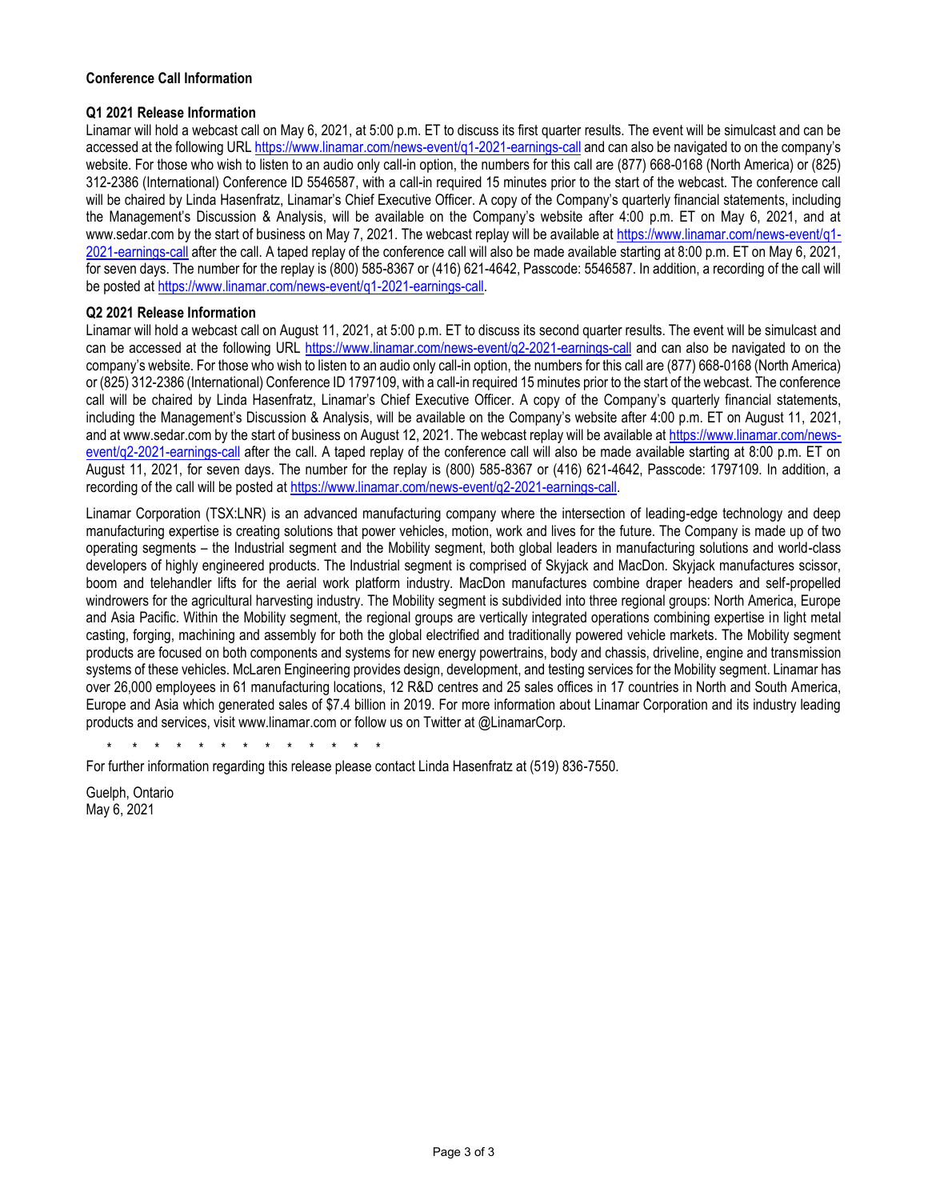**Conference Call Information**

**Q1 2021 Release Information**

Linamar will hold a webcast call on May 6, 2021, at 5:00 p.m. ET to discuss its first quarter results. The event will be simulcast and can be accessed at the following URL https://www.linamar.com/news-event/q1-2021-earnings-call and can also be navigated to on the company's website. For those who wish to listen to an audio only call-in option, the numbers for this call are (877) 668-0168 (North America) or (825) 312-2386 (International) Conference ID 5546587, with a call-in required 15 minutes prior to the start of the webcast. The conference call will be chaired by Linda Hasenfratz, Linamar's Chief Executive Officer. A copy of the Company's quarterly financial statements, including the Management's Discussion & Analysis, will be available on the Company's website after 4:00 p.m. ET on May 6, 2021, and at www.sedar.com by the start of business on May 7, 2021. The webcast replay will be available at https://www.linamar.com/news-event/q1-2021-earnings-call after the call. A taped replay of the conference call will also be made available starting at 8:00 p.m. ET on May 6, 2021, for seven days. The number for the replay is (800) 585-8367 or (416) 621-4642, Passcode: 5546587. In addition, a recording of the call will be posted at https://www.linamar.com/news-event/q1-2021-earnings-call.

**Q2 2021 Release Information**

Linamar will hold a webcast call on August 11, 2021, at 5:00 p.m. ET to discuss its second quarter results. The event will be simulcast and can be accessed at the following URL https://www.linamar.com/news-event/q2-2021-earnings-call and can also be navigated to on the company's website. For those who wish to listen to an audio only call-in option, the numbers for this call are (877) 668-0168 (North America) or (825) 312-2386 (International) Conference ID 1797109, with a call-in required 15 minutes prior to the start of the webcast. The conference call will be chaired by Linda Hasenfratz, Linamar's Chief Executive Officer. A copy of the Company's quarterly financial statements, including the Management's Discussion & Analysis, will be available on the Company's website after 4:00 p.m. ET on August 11, 2021, and at www.sedar.com by the start of business on August 12, 2021. The webcast replay will be available at https://www.linamar.com/news-event/q2-2021-earnings-call after the call. A taped replay of the conference call will also be made available starting at 8:00 p.m. ET on August 11, 2021, for seven days. The number for the replay is (800) 585-8367 or (416) 621-4642, Passcode: 1797109. In addition, a recording of the call will be posted at https://www.linamar.com/news-event/q2-2021-earnings-call.

Linamar Corporation (TSX:LNR) is an advanced manufacturing company where the intersection of leading-edge technology and deep manufacturing expertise is creating solutions that power vehicles, motion, work and lives for the future. The Company is made up of two operating segments – the Industrial segment and the Mobility segment, both global leaders in manufacturing solutions and world-class developers of highly engineered products. The Industrial segment is comprised of Skyjack and MacDon. Skyjack manufactures scissor, boom and telehandler lifts for the aerial work platform industry. MacDon manufactures combine draper headers and self-propelled windrowers for the agricultural harvesting industry. The Mobility segment is subdivided into three regional groups: North America, Europe and Asia Pacific. Within the Mobility segment, the regional groups are vertically integrated operations combining expertise in light metal casting, forging, machining and assembly for both the global electrified and traditionally powered vehicle markets. The Mobility segment products are focused on both components and systems for new energy powertrains, body and chassis, driveline, engine and transmission systems of these vehicles. McLaren Engineering provides design, development, and testing services for the Mobility segment. Linamar has over 26,000 employees in 61 manufacturing locations, 12 R&D centres and 25 sales offices in 17 countries in North and South America, Europe and Asia which generated sales of $7.4 billion in 2019. For more information about Linamar Corporation and its industry leading products and services, visit www.linamar.com or follow us on Twitter at @LinamarCorp.

\* \* \* \* \* \* \* \* \* \* \* \* \* \*

For further information regarding this release please contact Linda Hasenfratz at (519) 836-7550.

Guelph, Ontario
May 6, 2021